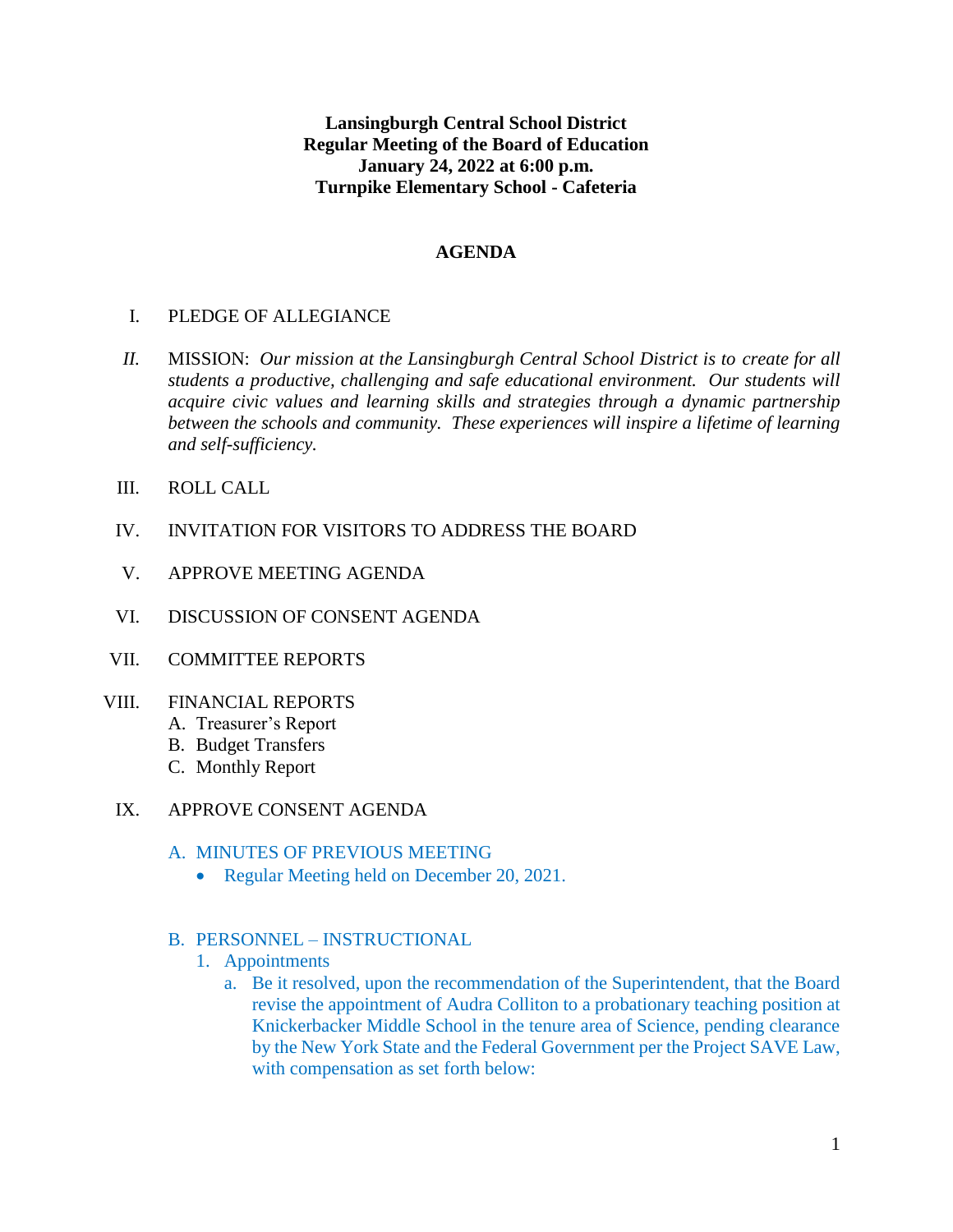**Lansingburgh Central School District**
**Regular Meeting of the Board of Education**
**January 24, 2022 at 6:00 p.m.**
**Turnpike Elementary School - Cafeteria**

## AGENDA

I. PLEDGE OF ALLEGIANCE

*II.* MISSION: *Our mission at the Lansingburgh Central School District is to create for all students a productive, challenging and safe educational environment. Our students will acquire civic values and learning skills and strategies through a dynamic partnership between the schools and community. These experiences will inspire a lifetime of learning and self-sufficiency.*

III. ROLL CALL

IV. INVITATION FOR VISITORS TO ADDRESS THE BOARD

V. APPROVE MEETING AGENDA

VI. DISCUSSION OF CONSENT AGENDA

VII. COMMITTEE REPORTS

VIII. FINANCIAL REPORTS
   - A. Treasurer's Report
   - B. Budget Transfers
   - C. Monthly Report

IX. APPROVE CONSENT AGENDA

   A. MINUTES OF PREVIOUS MEETING
   - Regular Meeting held on December 20, 2021.

   B. PERSONNEL – INSTRUCTIONAL
   1. Appointments
      a. Be it resolved, upon the recommendation of the Superintendent, that the Board revise the appointment of Audra Colliton to a probationary teaching position at Knickerbacker Middle School in the tenure area of Science, pending clearance by the New York State and the Federal Government per the Project SAVE Law, with compensation as set forth below: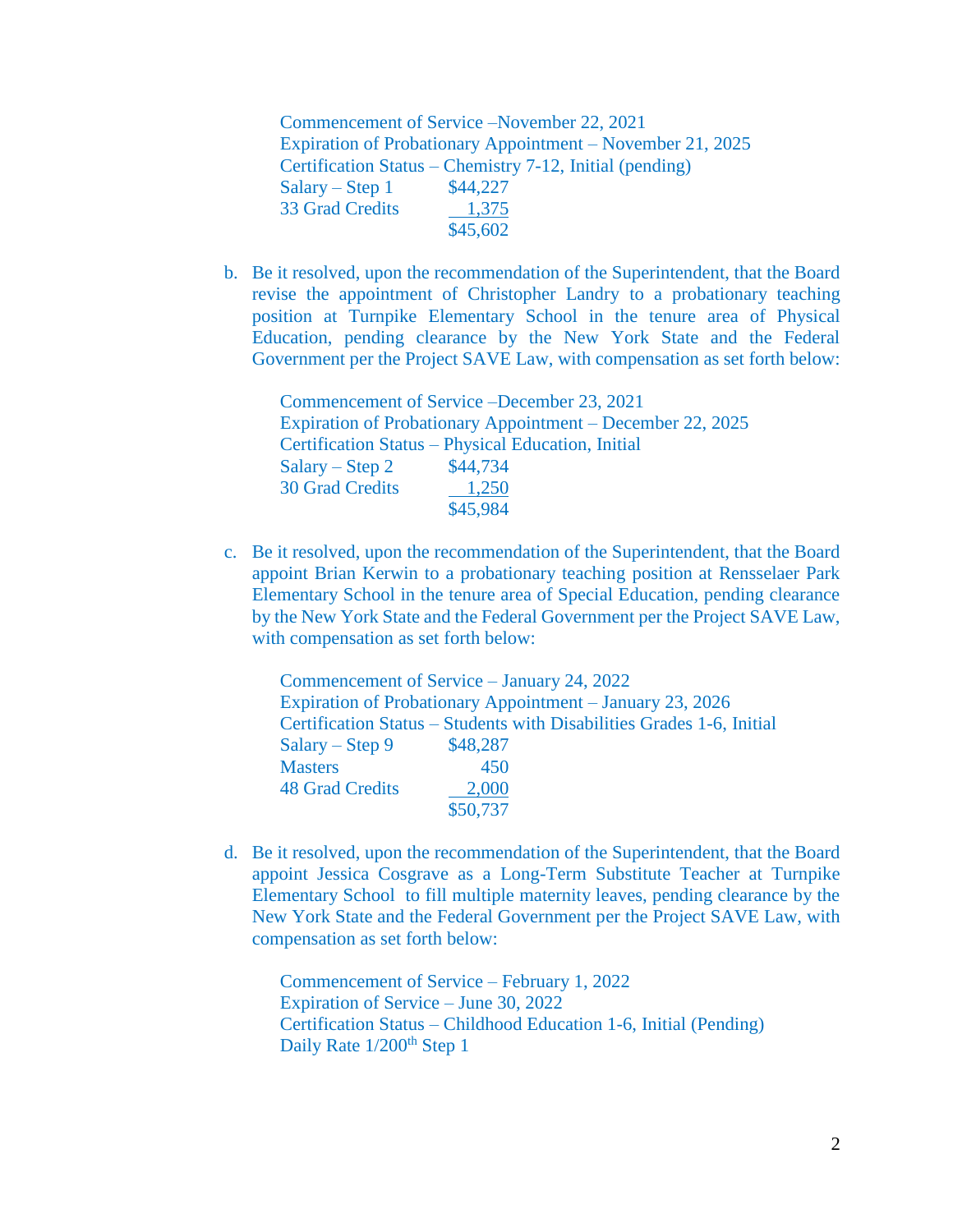Commencement of Service –November 22, 2021
Expiration of Probationary Appointment – November 21, 2025
Certification Status – Chemistry 7-12, Initial (pending)

| | |
|---|---|
| Salary – Step 1 | $44,227 |
| 33 Grad Credits | 1,375 |
| | $45,602 |

b. Be it resolved, upon the recommendation of the Superintendent, that the Board revise the appointment of Christopher Landry to a probationary teaching position at Turnpike Elementary School in the tenure area of Physical Education, pending clearance by the New York State and the Federal Government per the Project SAVE Law, with compensation as set forth below:

Commencement of Service –December 23, 2021
Expiration of Probationary Appointment – December 22, 2025
Certification Status – Physical Education, Initial

| | |
|---|---|
| Salary – Step 2 | $44,734 |
| 30 Grad Credits | 1,250 |
| | $45,984 |

c. Be it resolved, upon the recommendation of the Superintendent, that the Board appoint Brian Kerwin to a probationary teaching position at Rensselaer Park Elementary School in the tenure area of Special Education, pending clearance by the New York State and the Federal Government per the Project SAVE Law, with compensation as set forth below:

Commencement of Service – January 24, 2022
Expiration of Probationary Appointment – January 23, 2026
Certification Status – Students with Disabilities Grades 1-6, Initial

| | |
|---|---|
| Salary – Step 9 | $48,287 |
| Masters | 450 |
| 48 Grad Credits | 2,000 |
| | $50,737 |

d. Be it resolved, upon the recommendation of the Superintendent, that the Board appoint Jessica Cosgrave as a Long-Term Substitute Teacher at Turnpike Elementary School to fill multiple maternity leaves, pending clearance by the New York State and the Federal Government per the Project SAVE Law, with compensation as set forth below:

Commencement of Service – February 1, 2022
Expiration of Service – June 30, 2022
Certification Status – Childhood Education 1-6, Initial (Pending)
Daily Rate 1/200th Step 1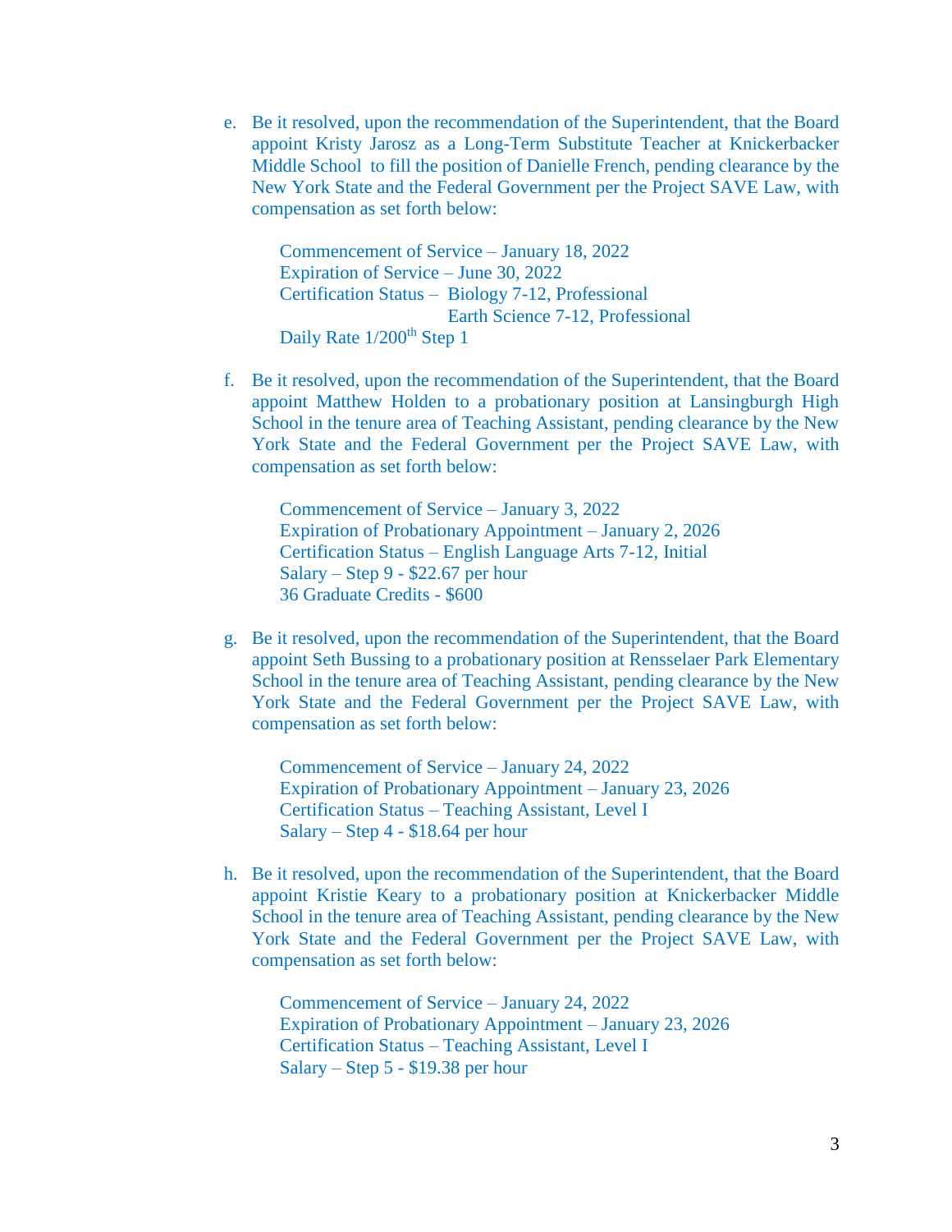e. Be it resolved, upon the recommendation of the Superintendent, that the Board appoint Kristy Jarosz as a Long-Term Substitute Teacher at Knickerbacker Middle School to fill the position of Danielle French, pending clearance by the New York State and the Federal Government per the Project SAVE Law, with compensation as set forth below:

   Commencement of Service – January 18, 2022
   Expiration of Service – June 30, 2022
   Certification Status – Biology 7-12, Professional
   Earth Science 7-12, Professional
   Daily Rate 1/200th Step 1

f. Be it resolved, upon the recommendation of the Superintendent, that the Board appoint Matthew Holden to a probationary position at Lansingburgh High School in the tenure area of Teaching Assistant, pending clearance by the New York State and the Federal Government per the Project SAVE Law, with compensation as set forth below:

   Commencement of Service – January 3, 2022
   Expiration of Probationary Appointment – January 2, 2026
   Certification Status – English Language Arts 7-12, Initial
   Salary – Step 9 - $22.67 per hour
   36 Graduate Credits - $600

g. Be it resolved, upon the recommendation of the Superintendent, that the Board appoint Seth Bussing to a probationary position at Rensselaer Park Elementary School in the tenure area of Teaching Assistant, pending clearance by the New York State and the Federal Government per the Project SAVE Law, with compensation as set forth below:

   Commencement of Service – January 24, 2022
   Expiration of Probationary Appointment – January 23, 2026
   Certification Status – Teaching Assistant, Level I
   Salary – Step 4 - $18.64 per hour

h. Be it resolved, upon the recommendation of the Superintendent, that the Board appoint Kristie Keary to a probationary position at Knickerbacker Middle School in the tenure area of Teaching Assistant, pending clearance by the New York State and the Federal Government per the Project SAVE Law, with compensation as set forth below:

   Commencement of Service – January 24, 2022
   Expiration of Probationary Appointment – January 23, 2026
   Certification Status – Teaching Assistant, Level I
   Salary – Step 5 - $19.38 per hour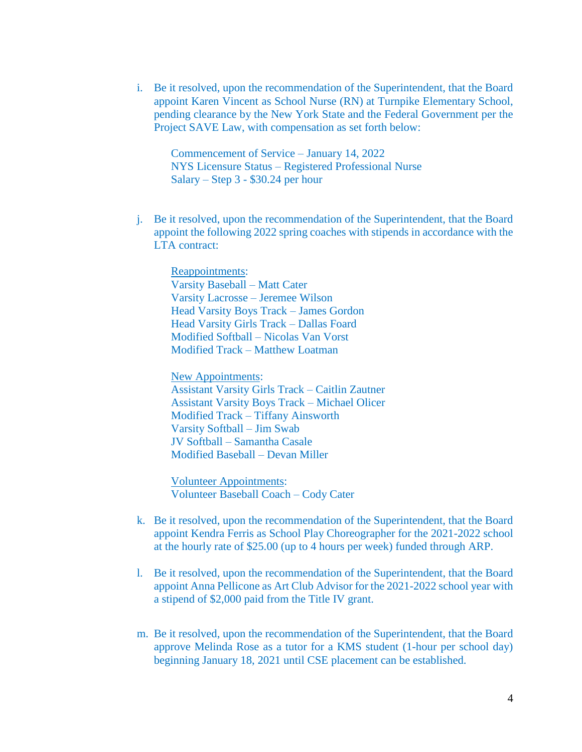i. Be it resolved, upon the recommendation of the Superintendent, that the Board appoint Karen Vincent as School Nurse (RN) at Turnpike Elementary School, pending clearance by the New York State and the Federal Government per the Project SAVE Law, with compensation as set forth below:

   Commencement of Service – January 14, 2022
   NYS Licensure Status – Registered Professional Nurse
   Salary – Step 3 - $30.24 per hour

j. Be it resolved, upon the recommendation of the Superintendent, that the Board appoint the following 2022 spring coaches with stipends in accordance with the LTA contract:

   <u>Reappointments</u>:
   Varsity Baseball – Matt Cater
   Varsity Lacrosse – Jeremee Wilson
   Head Varsity Boys Track – James Gordon
   Head Varsity Girls Track – Dallas Foard
   Modified Softball – Nicolas Van Vorst
   Modified Track – Matthew Loatman

   <u>New Appointments</u>:
   Assistant Varsity Girls Track – Caitlin Zautner
   Assistant Varsity Boys Track – Michael Olicer
   Modified Track – Tiffany Ainsworth
   Varsity Softball – Jim Swab
   JV Softball – Samantha Casale
   Modified Baseball – Devan Miller

   <u>Volunteer Appointments</u>:
   Volunteer Baseball Coach – Cody Cater

k. Be it resolved, upon the recommendation of the Superintendent, that the Board appoint Kendra Ferris as School Play Choreographer for the 2021-2022 school at the hourly rate of $25.00 (up to 4 hours per week) funded through ARP.

l. Be it resolved, upon the recommendation of the Superintendent, that the Board appoint Anna Pellicone as Art Club Advisor for the 2021-2022 school year with a stipend of $2,000 paid from the Title IV grant.

m. Be it resolved, upon the recommendation of the Superintendent, that the Board approve Melinda Rose as a tutor for a KMS student (1-hour per school day) beginning January 18, 2021 until CSE placement can be established.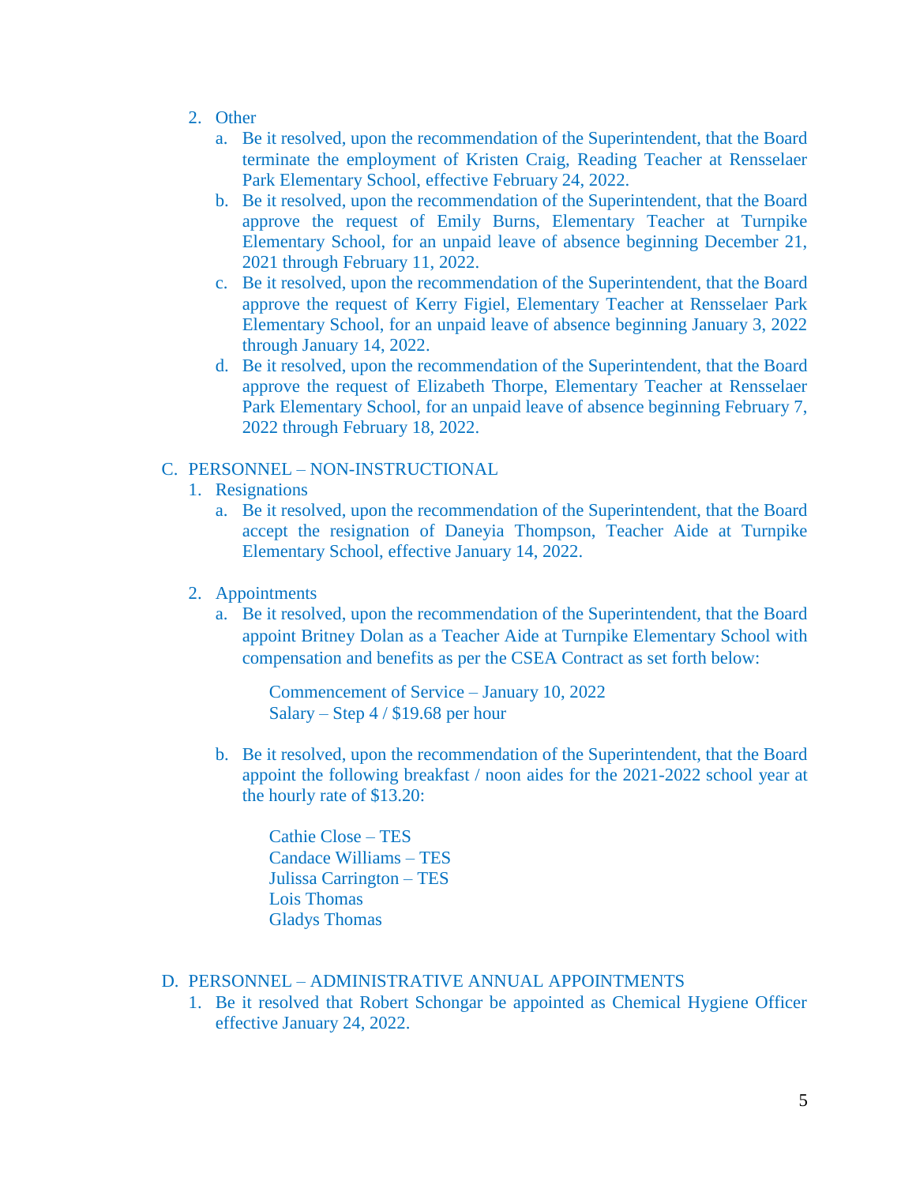2. Other
    a. Be it resolved, upon the recommendation of the Superintendent, that the Board terminate the employment of Kristen Craig, Reading Teacher at Rensselaer Park Elementary School, effective February 24, 2022.
    b. Be it resolved, upon the recommendation of the Superintendent, that the Board approve the request of Emily Burns, Elementary Teacher at Turnpike Elementary School, for an unpaid leave of absence beginning December 21, 2021 through February 11, 2022.
    c. Be it resolved, upon the recommendation of the Superintendent, that the Board approve the request of Kerry Figiel, Elementary Teacher at Rensselaer Park Elementary School, for an unpaid leave of absence beginning January 3, 2022 through January 14, 2022.
    d. Be it resolved, upon the recommendation of the Superintendent, that the Board approve the request of Elizabeth Thorpe, Elementary Teacher at Rensselaer Park Elementary School, for an unpaid leave of absence beginning February 7, 2022 through February 18, 2022.

C. PERSONNEL – NON-INSTRUCTIONAL

1. Resignations
    a. Be it resolved, upon the recommendation of the Superintendent, that the Board accept the resignation of Daneyia Thompson, Teacher Aide at Turnpike Elementary School, effective January 14, 2022.

2. Appointments
    a. Be it resolved, upon the recommendation of the Superintendent, that the Board appoint Britney Dolan as a Teacher Aide at Turnpike Elementary School with compensation and benefits as per the CSEA Contract as set forth below:

        Commencement of Service – January 10, 2022
        Salary – Step 4 / $19.68 per hour

    b. Be it resolved, upon the recommendation of the Superintendent, that the Board appoint the following breakfast / noon aides for the 2021-2022 school year at the hourly rate of $13.20:

        Cathie Close – TES
        Candace Williams – TES
        Julissa Carrington – TES
        Lois Thomas
        Gladys Thomas

D. PERSONNEL – ADMINISTRATIVE ANNUAL APPOINTMENTS

1. Be it resolved that Robert Schongar be appointed as Chemical Hygiene Officer effective January 24, 2022.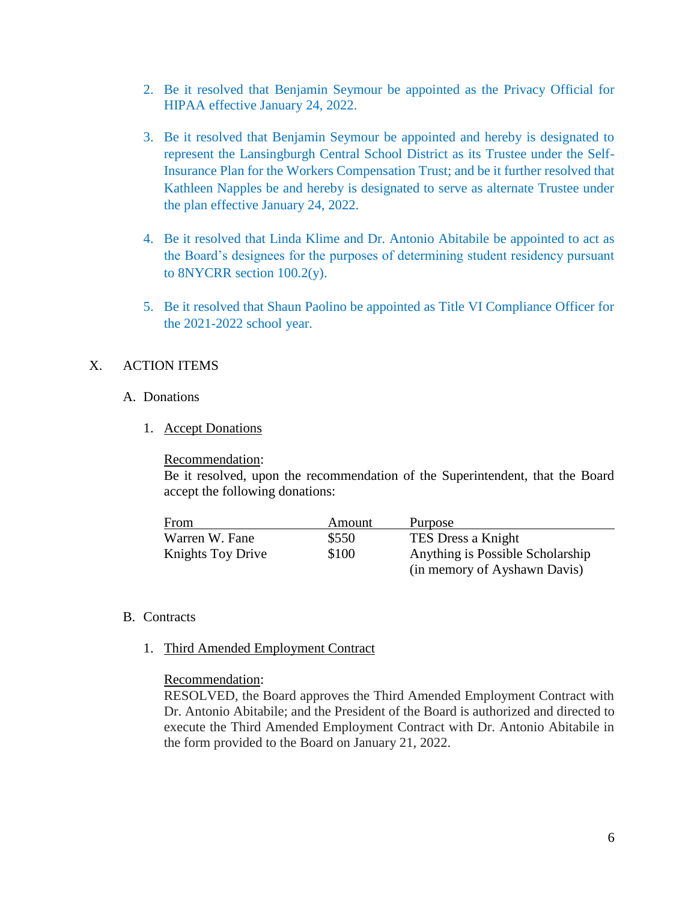2. Be it resolved that Benjamin Seymour be appointed as the Privacy Official for HIPAA effective January 24, 2022.

3. Be it resolved that Benjamin Seymour be appointed and hereby is designated to represent the Lansingburgh Central School District as its Trustee under the Self-Insurance Plan for the Workers Compensation Trust; and be it further resolved that Kathleen Napples be and hereby is designated to serve as alternate Trustee under the plan effective January 24, 2022.

4. Be it resolved that Linda Klime and Dr. Antonio Abitabile be appointed to act as the Board's designees for the purposes of determining student residency pursuant to 8NYCRR section 100.2(y).

5. Be it resolved that Shaun Paolino be appointed as Title VI Compliance Officer for the 2021-2022 school year.

X. ACTION ITEMS

A. Donations

1. Accept Donations

Recommendation:
Be it resolved, upon the recommendation of the Superintendent, that the Board accept the following donations:

| From | Amount | Purpose |
|---|---|---|
| Warren W. Fane | $550 | TES Dress a Knight |
| Knights Toy Drive | $100 | Anything is Possible Scholarship (in memory of Ayshawn Davis) |

B. Contracts

1. Third Amended Employment Contract

Recommendation:
RESOLVED, the Board approves the Third Amended Employment Contract with Dr. Antonio Abitabile; and the President of the Board is authorized and directed to execute the Third Amended Employment Contract with Dr. Antonio Abitabile in the form provided to the Board on January 21, 2022.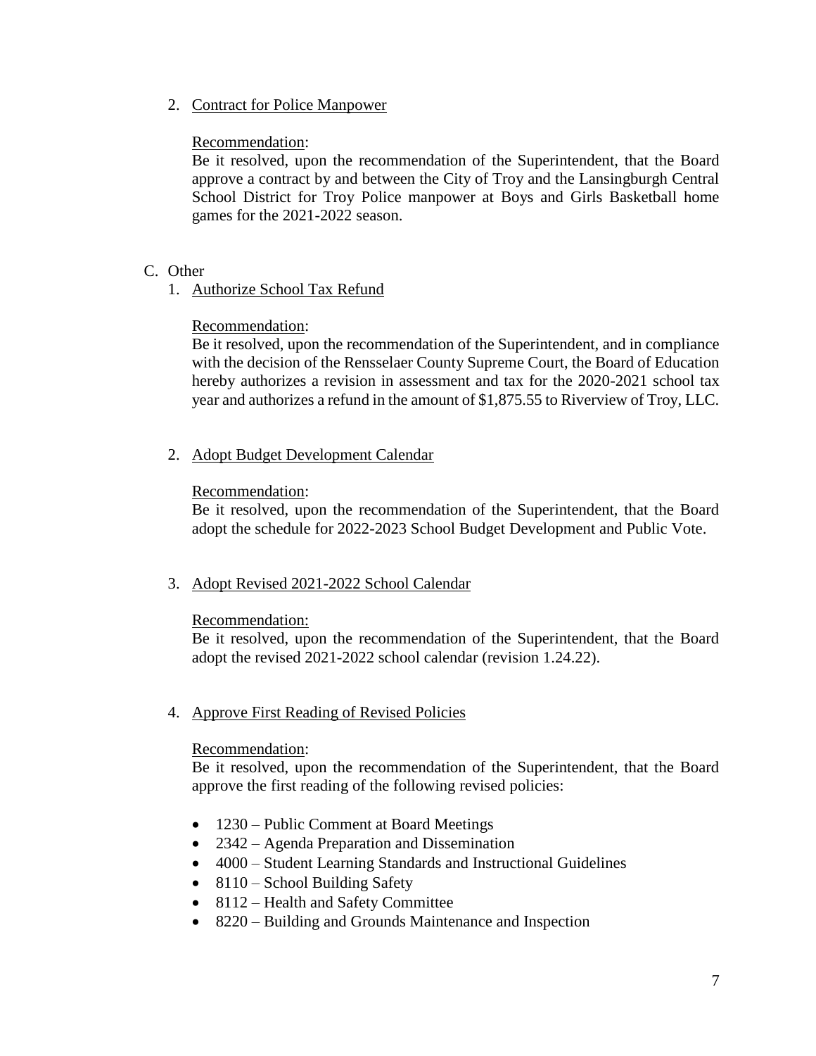2. Contract for Police Manpower

   Recommendation:
   Be it resolved, upon the recommendation of the Superintendent, that the Board approve a contract by and between the City of Troy and the Lansingburgh Central School District for Troy Police manpower at Boys and Girls Basketball home games for the 2021-2022 season.

C. Other

1. Authorize School Tax Refund

   Recommendation:
   Be it resolved, upon the recommendation of the Superintendent, and in compliance with the decision of the Rensselaer County Supreme Court, the Board of Education hereby authorizes a revision in assessment and tax for the 2020-2021 school tax year and authorizes a refund in the amount of $1,875.55 to Riverview of Troy, LLC.

2. Adopt Budget Development Calendar

   Recommendation:
   Be it resolved, upon the recommendation of the Superintendent, that the Board adopt the schedule for 2022-2023 School Budget Development and Public Vote.

3. Adopt Revised 2021-2022 School Calendar

   Recommendation:
   Be it resolved, upon the recommendation of the Superintendent, that the Board adopt the revised 2021-2022 school calendar (revision 1.24.22).

4. Approve First Reading of Revised Policies

   Recommendation:
   Be it resolved, upon the recommendation of the Superintendent, that the Board approve the first reading of the following revised policies:

   - 1230 – Public Comment at Board Meetings
   - 2342 – Agenda Preparation and Dissemination
   - 4000 – Student Learning Standards and Instructional Guidelines
   - 8110 – School Building Safety
   - 8112 – Health and Safety Committee
   - 8220 – Building and Grounds Maintenance and Inspection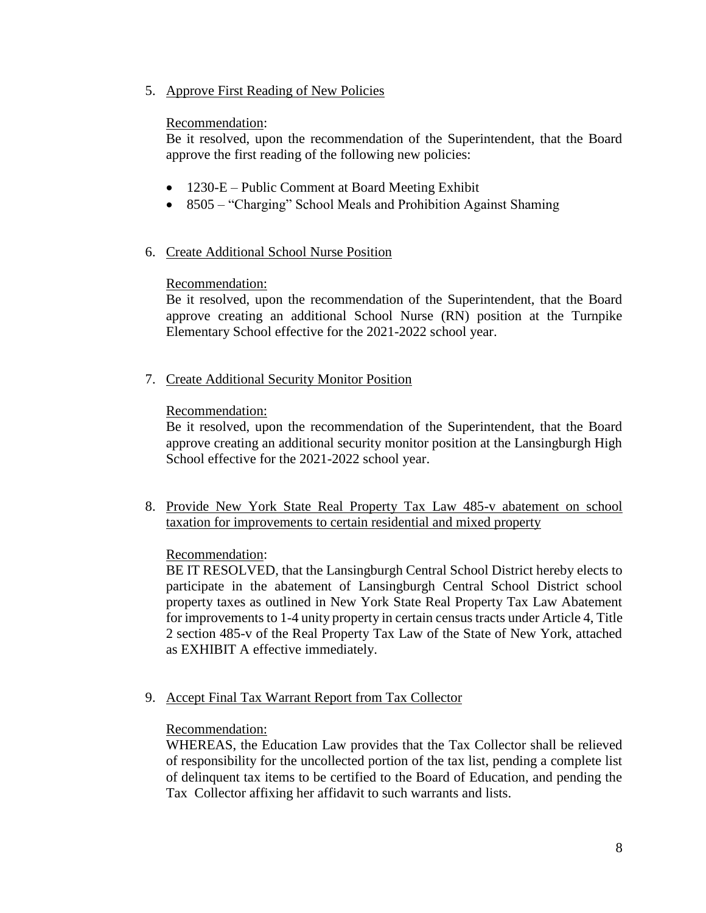5. Approve First Reading of New Policies

   Recommendation:
   Be it resolved, upon the recommendation of the Superintendent, that the Board approve the first reading of the following new policies:

   - 1230-E – Public Comment at Board Meeting Exhibit
   - 8505 – "Charging" School Meals and Prohibition Against Shaming

6. Create Additional School Nurse Position

   Recommendation:
   Be it resolved, upon the recommendation of the Superintendent, that the Board approve creating an additional School Nurse (RN) position at the Turnpike Elementary School effective for the 2021-2022 school year.

7. Create Additional Security Monitor Position

   Recommendation:
   Be it resolved, upon the recommendation of the Superintendent, that the Board approve creating an additional security monitor position at the Lansingburgh High School effective for the 2021-2022 school year.

8. Provide New York State Real Property Tax Law 485-v abatement on school taxation for improvements to certain residential and mixed property

   Recommendation:
   BE IT RESOLVED, that the Lansingburgh Central School District hereby elects to participate in the abatement of Lansingburgh Central School District school property taxes as outlined in New York State Real Property Tax Law Abatement for improvements to 1-4 unity property in certain census tracts under Article 4, Title 2 section 485-v of the Real Property Tax Law of the State of New York, attached as EXHIBIT A effective immediately.

9. Accept Final Tax Warrant Report from Tax Collector

   Recommendation:
   WHEREAS, the Education Law provides that the Tax Collector shall be relieved of responsibility for the uncollected portion of the tax list, pending a complete list of delinquent tax items to be certified to the Board of Education, and pending the Tax Collector affixing her affidavit to such warrants and lists.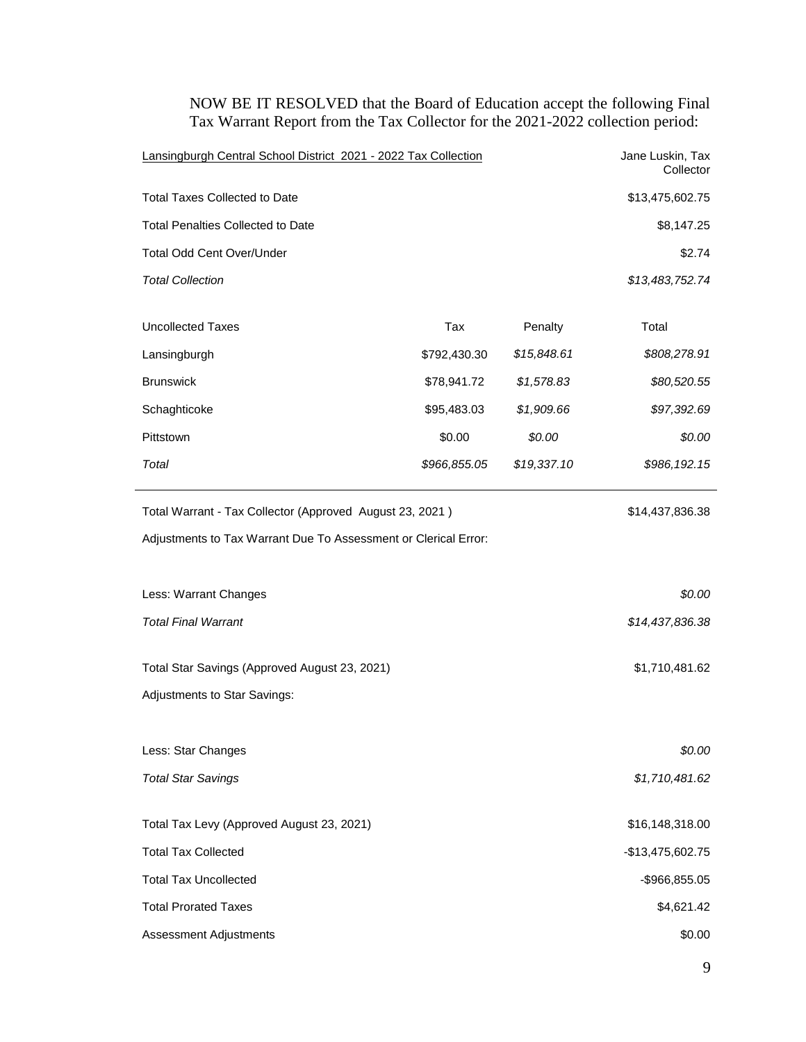NOW BE IT RESOLVED that the Board of Education accept the following Final Tax Warrant Report from the Tax Collector for the 2021-2022 collection period:

| Lansingburgh Central School District 2021 - 2022 Tax Collection | | | Jane Luskin, Tax Collector |
|---|---|---|---|
| Total Taxes Collected to Date | | | $13,475,602.75 |
| Total Penalties Collected to Date | | | $8,147.25 |
| Total Odd Cent Over/Under | | | $2.74 |
| *Total Collection* | | | *$13,483,752.74* |
| Uncollected Taxes | Tax | Penalty | Total |
| Lansingburgh | $792,430.30 | *$15,848.61* | *$808,278.91* |
| Brunswick | $78,941.72 | *$1,578.83* | *$80,520.55* |
| Schaghticoke | $95,483.03 | *$1,909.66* | *$97,392.69* |
| Pittstown | $0.00 | *$0.00* | *$0.00* |
| *Total* | *$966,855.05* | *$19,337.10* | *$986,192.15* |

| | |
|---|---|
| Total Warrant - Tax Collector (Approved August 23, 2021 ) | $14,437,836.38 |
| Adjustments to Tax Warrant Due To Assessment or Clerical Error: | |
| Less: Warrant Changes | *$0.00* |
| *Total Final Warrant* | *$14,437,836.38* |
| Total Star Savings (Approved August 23, 2021) | $1,710,481.62 |
| Adjustments to Star Savings: | |
| Less: Star Changes | *$0.00* |
| *Total Star Savings* | *$1,710,481.62* |
| Total Tax Levy (Approved August 23, 2021) | $16,148,318.00 |
| Total Tax Collected | -$13,475,602.75 |
| Total Tax Uncollected | -$966,855.05 |
| Total Prorated Taxes | $4,621.42 |
| Assessment Adjustments | $0.00 |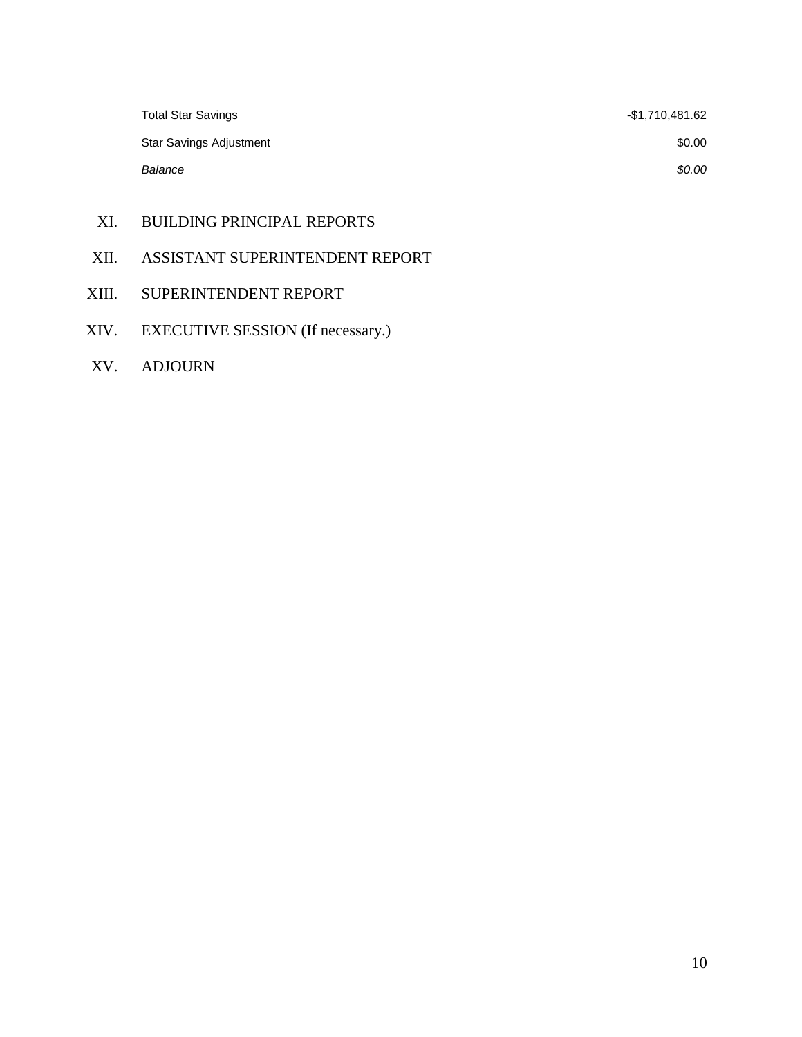| | |
|---|---|
| Total Star Savings | -$1,710,481.62 |
| Star Savings Adjustment | $0.00 |
| *Balance* | *$0.00* |

XI. BUILDING PRINCIPAL REPORTS

XII. ASSISTANT SUPERINTENDENT REPORT

XIII. SUPERINTENDENT REPORT

XIV. EXECUTIVE SESSION (If necessary.)

XV. ADJOURN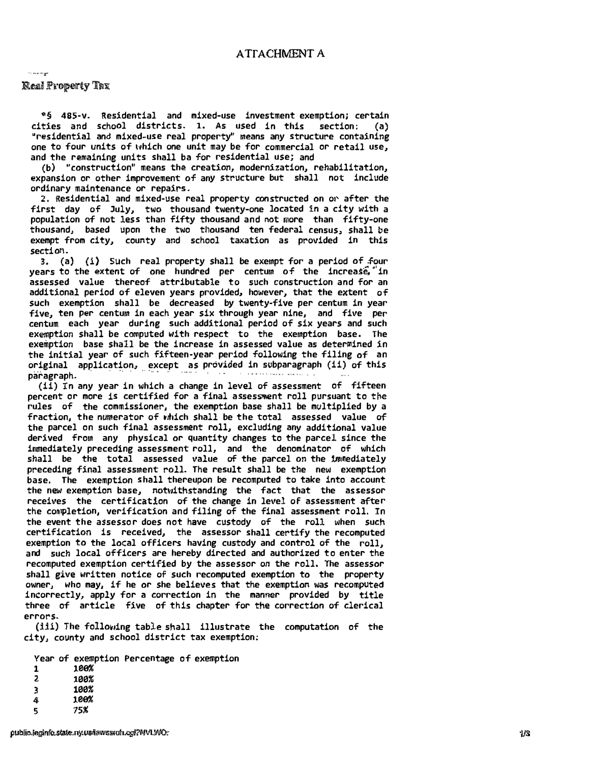# ATTACHMENT A

Real Property Tax

*§ 485-v. Residential and mixed-use investment exemption; certain cities and school districts. 1. As used in this section: (a) "residential and mixed-use real property" means any structure containing one to four units of which one unit may be for commercial or retail use, and the remaining units shall ba for residential use; and

(b) "construction" means the creation, modernization, rehabilitation, expansion or other improvement of any structure but shall not include ordinary maintenance or repairs.

2. Residential and mixed-use real property constructed on or after the first day of July, two thousand twenty-one located in a city with a population of not less than fifty thousand and not more than fifty-one thousand, based upon the two thousand ten federal census, shall be exempt from city, county and school taxation as provided in this section.

3. (a) (i) Such real property shall be exempt for a period of four years to the extent of one hundred per centum of the increase in assessed value thereof attributable to such construction and for an additional period of eleven years provided, however, that the extent of such exemption shall be decreased by twenty-five per centum in year five, ten per centum in each year six through year nine, and five per centum each year during such additional period of six years and such exemption shall be computed with respect to the exemption base. The exemption base shall be the increase in assessed value as determined in the initial year of such fifteen-year period following the filing of an original application, except as provided in subparagraph (ii) of this paragraph.

(ii) In any year in which a change in level of assessment of fifteen percent or more is certified for a final assessment roll pursuant to the rules of the commissioner, the exemption base shall be multiplied by a fraction, the numerator of which shall be the total assessed value of the parcel on such final assessment roll, excluding any additional value derived from any physical or quantity changes to the parcel since the immediately preceding assessment roll, and the denominator of which shall be the total assessed value of the parcel on the immediately preceding final assessment roll. The result shall be the new exemption base. The exemption shall thereupon be recomputed to take into account the new exemption base, notwithstanding the fact that the assessor receives the certification of the change in level of assessment after the completion, verification and filing of the final assessment roll. In the event the assessor does not have custody of the roll when such certification is received, the assessor shall certify the recomputed exemption to the local officers having custody and control of the roll, and such local officers are hereby directed and authorized to enter the recomputed exemption certified by the assessor on the roll. The assessor shall give written notice of such recomputed exemption to the property owner, who may, if he or she believes that the exemption was recomputed incorrectly, apply for a correction in the manner provided by title three of article five of this chapter for the correction of clerical errors.

(iii) The following table shall illustrate the computation of the city, county and school district tax exemption:

| Year of exemption | Percentage of exemption |
|---|---|
| 1 | 100% |
| 2 | 100% |
| 3 | 100% |
| 4 | 100% |
| 5 | 75% |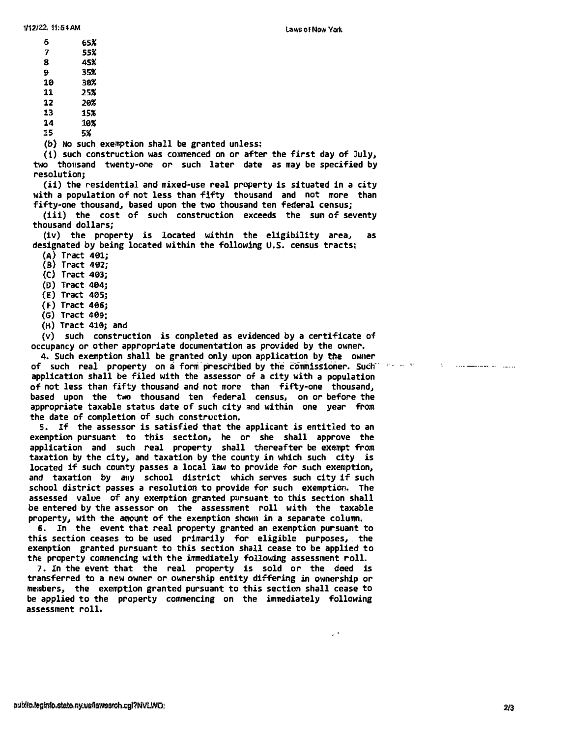| | |
|---|---|
| 6 | 65% |
| 7 | 55% |
| 8 | 45% |
| 9 | 35% |
| 10 | 30% |
| 11 | 25% |
| 12 | 20% |
| 13 | 15% |
| 14 | 10% |
| 15 | 5% |

(b) No such exemption shall be granted unless:

(i) such construction was commenced on or after the first day of July, two thousand twenty-one or such later date as may be specified by resolution;

(ii) the residential and mixed-use real property is situated in a city with a population of not less than fifty thousand and not more than fifty-one thousand, based upon the two thousand ten federal census;

(iii) the cost of such construction exceeds the sum of seventy thousand dollars;

(iv) the property is located within the eligibility area, as designated by being located within the following U.S. census tracts:

(A) Tract 401;

(B) Tract 402;

(C) Tract 403;

(D) Tract 404;

(E) Tract 405;

(F) Tract 406;

(G) Tract 409;

(H) Tract 410; and

(v) such construction is completed as evidenced by a certificate of occupancy or other appropriate documentation as provided by the owner.

4. Such exemption shall be granted only upon application by the owner of such real property on a form prescribed by the commissioner. Such application shall be filed with the assessor of a city with a population of not less than fifty thousand and not more than fifty-one thousand, based upon the two thousand ten federal census, on or before the appropriate taxable status date of such city and within one year from the date of completion of such construction.

5. If the assessor is satisfied that the applicant is entitled to an exemption pursuant to this section, he or she shall approve the application and such real property shall thereafter be exempt from taxation by the city, and taxation by the county in which such city is located if such county passes a local law to provide for such exemption, and taxation by any school district which serves such city if such school district passes a resolution to provide for such exemption. The assessed value of any exemption granted pursuant to this section shall be entered by the assessor on the assessment roll with the taxable property, with the amount of the exemption shown in a separate column.

6. In the event that real property granted an exemption pursuant to this section ceases to be used primarily for eligible purposes, the exemption granted pursuant to this section shall cease to be applied to the property commencing with the immediately following assessment roll.

7. In the event that the real property is sold or the deed is transferred to a new owner or ownership entity differing in ownership or members, the exemption granted pursuant to this section shall cease to be applied to the property commencing on the immediately following assessment roll.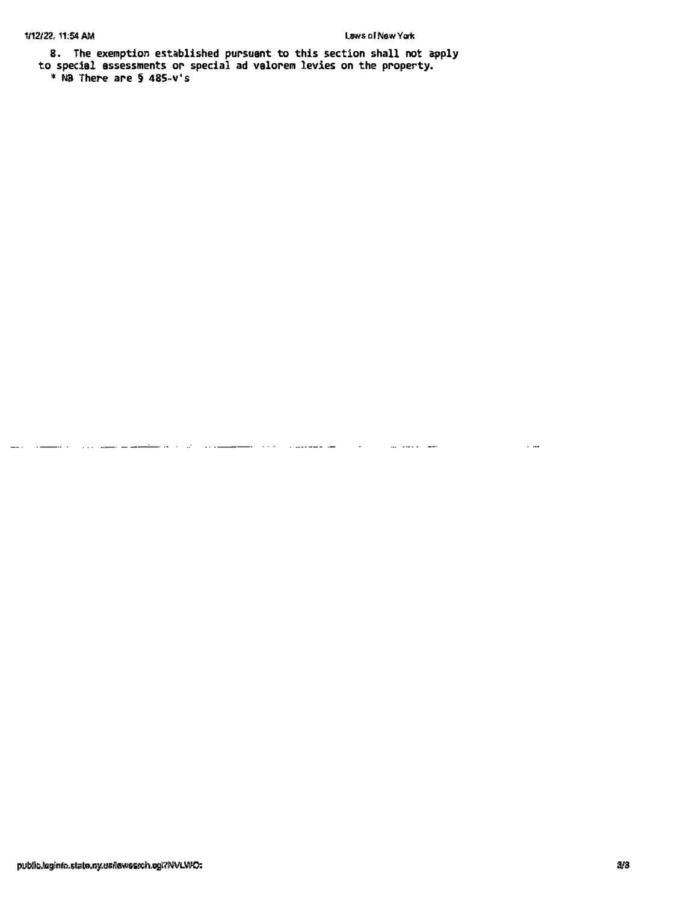8. The exemption established pursuant to this section shall not apply to special assessments or special ad valorem levies on the property.

* NB There are § 485-v's